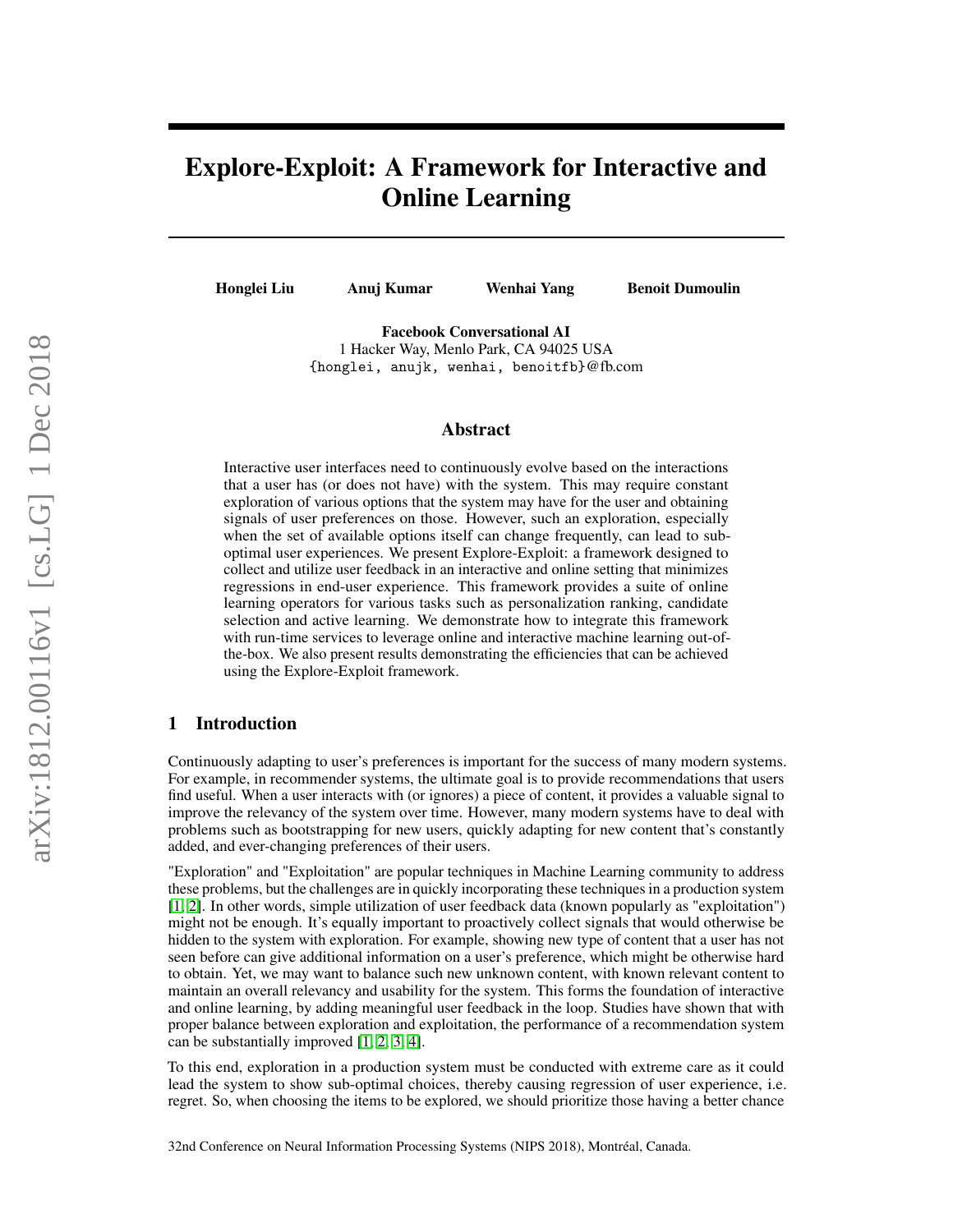# Explore-Exploit: A Framework for Interactive and Online Learning

**Honglei Liu** **Anuj Kumar** **Wenhai Yang** **Benoit Dumoulin**

**Facebook Conversational AI**
1 Hacker Way, Menlo Park, CA 94025 USA
{honglei, anujk, wenhai, benoitfb}@fb.com

## Abstract

Interactive user interfaces need to continuously evolve based on the interactions that a user has (or does not have) with the system. This may require constant exploration of various options that the system may have for the user and obtaining signals of user preferences on those. However, such an exploration, especially when the set of available options itself can change frequently, can lead to sub-optimal user experiences. We present Explore-Exploit: a framework designed to collect and utilize user feedback in an interactive and online setting that minimizes regressions in end-user experience. This framework provides a suite of online learning operators for various tasks such as personalization ranking, candidate selection and active learning. We demonstrate how to integrate this framework with run-time services to leverage online and interactive machine learning out-of-the-box. We also present results demonstrating the efficiencies that can be achieved using the Explore-Exploit framework.

## 1 Introduction

Continuously adapting to user's preferences is important for the success of many modern systems. For example, in recommender systems, the ultimate goal is to provide recommendations that users find useful. When a user interacts with (or ignores) a piece of content, it provides a valuable signal to improve the relevancy of the system over time. However, many modern systems have to deal with problems such as bootstrapping for new users, quickly adapting for new content that's constantly added, and ever-changing preferences of their users.

"Exploration" and "Exploitation" are popular techniques in Machine Learning community to address these problems, but the challenges are in quickly incorporating these techniques in a production system [1, 2]. In other words, simple utilization of user feedback data (known popularly as "exploitation") might not be enough. It's equally important to proactively collect signals that would otherwise be hidden to the system with exploration. For example, showing new type of content that a user has not seen before can give additional information on a user's preference, which might be otherwise hard to obtain. Yet, we may want to balance such new unknown content, with known relevant content to maintain an overall relevancy and usability for the system. This forms the foundation of interactive and online learning, by adding meaningful user feedback in the loop. Studies have shown that with proper balance between exploration and exploitation, the performance of a recommendation system can be substantially improved [1, 2, 3, 4].

To this end, exploration in a production system must be conducted with extreme care as it could lead the system to show sub-optimal choices, thereby causing regression of user experience, i.e. regret. So, when choosing the items to be explored, we should prioritize those having a better chance

32nd Conference on Neural Information Processing Systems (NIPS 2018), Montréal, Canada.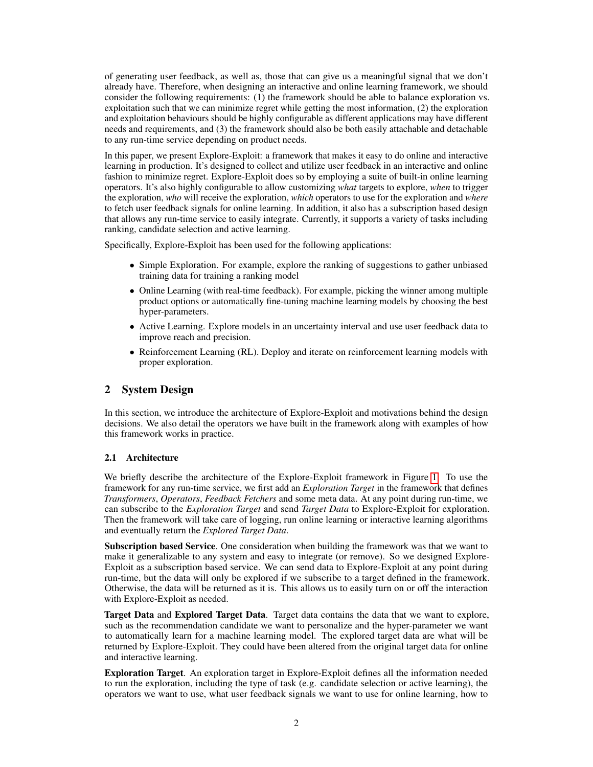of generating user feedback, as well as, those that can give us a meaningful signal that we don't already have. Therefore, when designing an interactive and online learning framework, we should consider the following requirements: (1) the framework should be able to balance exploration vs. exploitation such that we can minimize regret while getting the most information, (2) the exploration and exploitation behaviours should be highly configurable as different applications may have different needs and requirements, and (3) the framework should also be both easily attachable and detachable to any run-time service depending on product needs.

In this paper, we present Explore-Exploit: a framework that makes it easy to do online and interactive learning in production. It's designed to collect and utilize user feedback in an interactive and online fashion to minimize regret. Explore-Exploit does so by employing a suite of built-in online learning operators. It's also highly configurable to allow customizing *what* targets to explore, *when* to trigger the exploration, *who* will receive the exploration, *which* operators to use for the exploration and *where* to fetch user feedback signals for online learning. In addition, it also has a subscription based design that allows any run-time service to easily integrate. Currently, it supports a variety of tasks including ranking, candidate selection and active learning.

Specifically, Explore-Exploit has been used for the following applications:

- Simple Exploration. For example, explore the ranking of suggestions to gather unbiased training data for training a ranking model
- Online Learning (with real-time feedback). For example, picking the winner among multiple product options or automatically fine-tuning machine learning models by choosing the best hyper-parameters.
- Active Learning. Explore models in an uncertainty interval and use user feedback data to improve reach and precision.
- Reinforcement Learning (RL). Deploy and iterate on reinforcement learning models with proper exploration.

## 2 System Design

In this section, we introduce the architecture of Explore-Exploit and motivations behind the design decisions. We also detail the operators we have built in the framework along with examples of how this framework works in practice.

### 2.1 Architecture

We briefly describe the architecture of the Explore-Exploit framework in Figure 1. To use the framework for any run-time service, we first add an *Exploration Target* in the framework that defines *Transformers*, *Operators*, *Feedback Fetchers* and some meta data. At any point during run-time, we can subscribe to the *Exploration Target* and send *Target Data* to Explore-Exploit for exploration. Then the framework will take care of logging, run online learning or interactive learning algorithms and eventually return the *Explored Target Data*.

**Subscription based Service**. One consideration when building the framework was that we want to make it generalizable to any system and easy to integrate (or remove). So we designed Explore-Exploit as a subscription based service. We can send data to Explore-Exploit at any point during run-time, but the data will only be explored if we subscribe to a target defined in the framework. Otherwise, the data will be returned as it is. This allows us to easily turn on or off the interaction with Explore-Exploit as needed.

**Target Data** and **Explored Target Data**. Target data contains the data that we want to explore, such as the recommendation candidate we want to personalize and the hyper-parameter we want to automatically learn for a machine learning model. The explored target data are what will be returned by Explore-Exploit. They could have been altered from the original target data for online and interactive learning.

**Exploration Target**. An exploration target in Explore-Exploit defines all the information needed to run the exploration, including the type of task (e.g. candidate selection or active learning), the operators we want to use, what user feedback signals we want to use for online learning, how to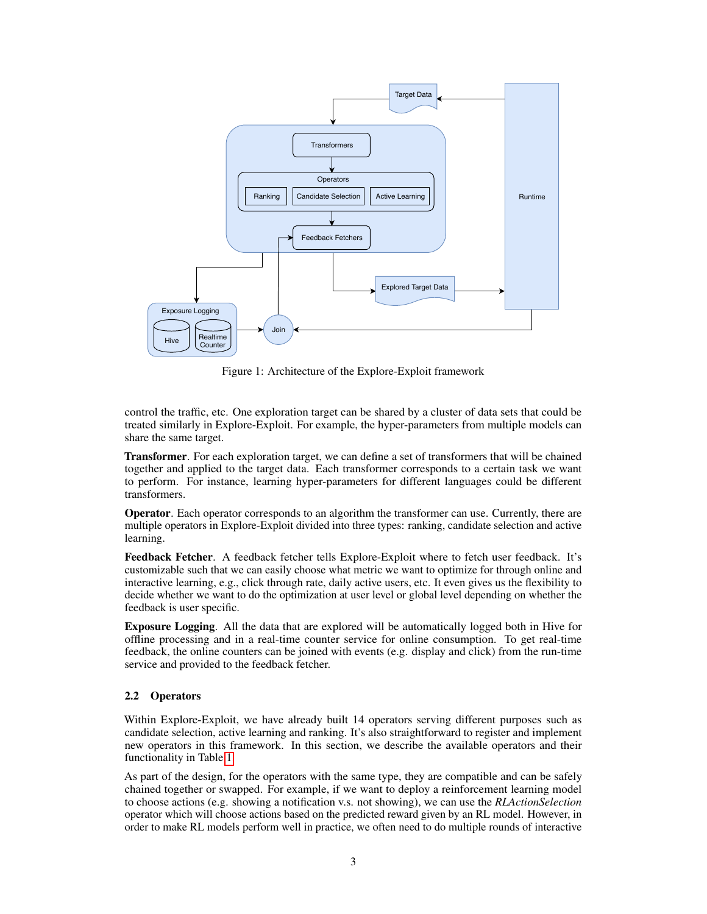Figure 1: Architecture of the Explore-Exploit framework

control the traffic, etc. One exploration target can be shared by a cluster of data sets that could be treated similarly in Explore-Exploit. For example, the hyper-parameters from multiple models can share the same target.

**Transformer**. For each exploration target, we can define a set of transformers that will be chained together and applied to the target data. Each transformer corresponds to a certain task we want to perform. For instance, learning hyper-parameters for different languages could be different transformers.

**Operator**. Each operator corresponds to an algorithm the transformer can use. Currently, there are multiple operators in Explore-Exploit divided into three types: ranking, candidate selection and active learning.

**Feedback Fetcher**. A feedback fetcher tells Explore-Exploit where to fetch user feedback. It's customizable such that we can easily choose what metric we want to optimize for through online and interactive learning, e.g., click through rate, daily active users, etc. It even gives us the flexibility to decide whether we want to do the optimization at user level or global level depending on whether the feedback is user specific.

**Exposure Logging**. All the data that are explored will be automatically logged both in Hive for offline processing and in a real-time counter service for online consumption. To get real-time feedback, the online counters can be joined with events (e.g. display and click) from the run-time service and provided to the feedback fetcher.

### 2.2 Operators

Within Explore-Exploit, we have already built 14 operators serving different purposes such as candidate selection, active learning and ranking. It's also straightforward to register and implement new operators in this framework. In this section, we describe the available operators and their functionality in Table 1.

As part of the design, for the operators with the same type, they are compatible and can be safely chained together or swapped. For example, if we want to deploy a reinforcement learning model to choose actions (e.g. showing a notification v.s. not showing), we can use the *RLActionSelection* operator which will choose actions based on the predicted reward given by an RL model. However, in order to make RL models perform well in practice, we often need to do multiple rounds of interactive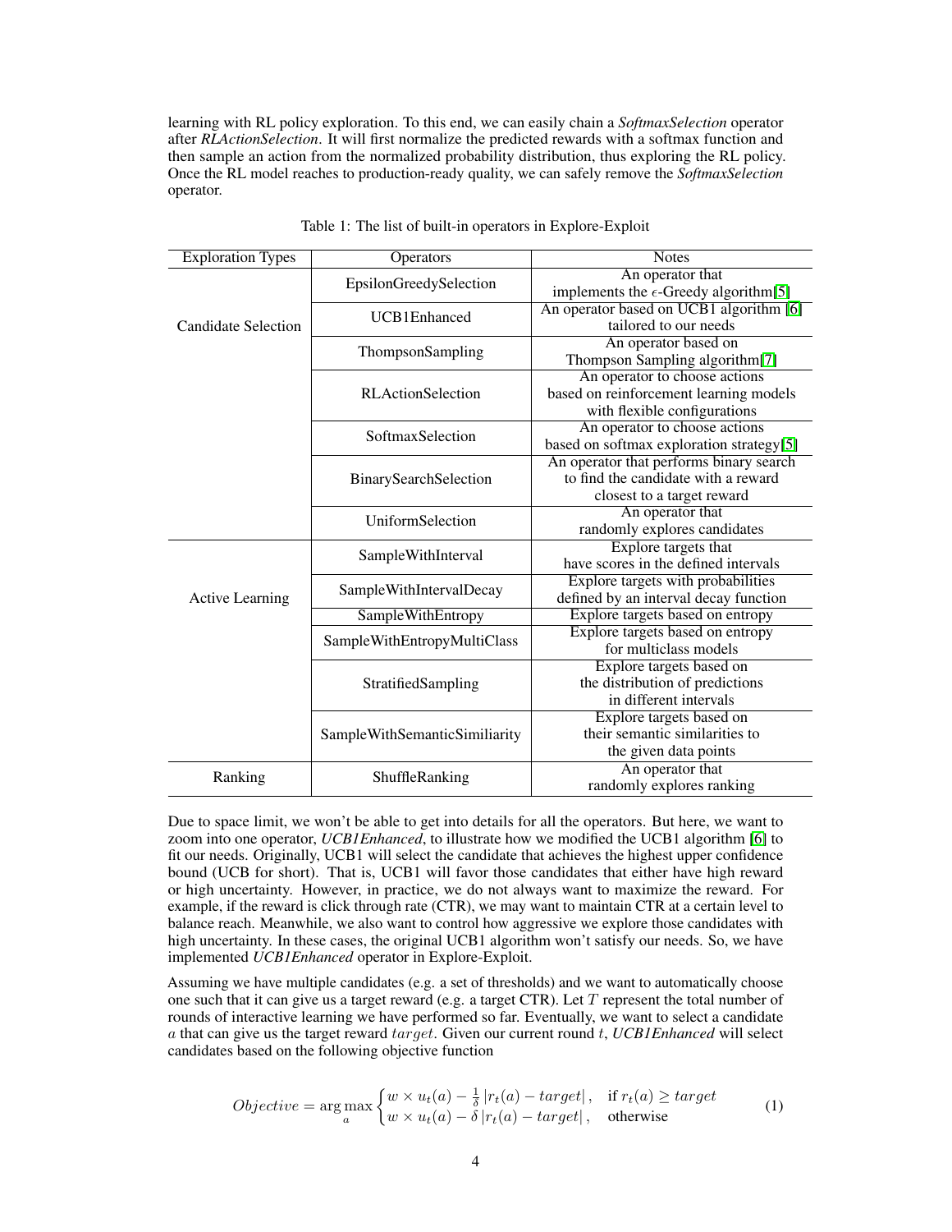learning with RL policy exploration. To this end, we can easily chain a *SoftmaxSelection* operator after *RLActionSelection*. It will first normalize the predicted rewards with a softmax function and then sample an action from the normalized probability distribution, thus exploring the RL policy. Once the RL model reaches to production-ready quality, we can safely remove the *SoftmaxSelection* operator.

Table 1: The list of built-in operators in Explore-Exploit

| Exploration Types | Operators | Notes |
|---|---|---|
| Candidate Selection | EpsilonGreedySelection | An operator that implements the $\epsilon$-Greedy algorithm[5] |
| | UCB1Enhanced | An operator based on UCB1 algorithm [6] tailored to our needs |
| | ThompsonSampling | An operator based on Thompson Sampling algorithm[7] |
| | RLActionSelection | An operator to choose actions based on reinforcement learning models with flexible configurations |
| | SoftmaxSelection | An operator to choose actions based on softmax exploration strategy[5] |
| | BinarySearchSelection | An operator that performs binary search to find the candidate with a reward closest to a target reward |
| | UniformSelection | An operator that randomly explores candidates |
| Active Learning | SampleWithInterval | Explore targets that have scores in the defined intervals |
| | SampleWithIntervalDecay | Explore targets with probabilities defined by an interval decay function |
| | SampleWithEntropy | Explore targets based on entropy |
| | SampleWithEntropyMultiClass | Explore targets based on entropy for multiclass models |
| | StratifiedSampling | Explore targets based on the distribution of predictions in different intervals |
| | SampleWithSemanticSimiliarity | Explore targets based on their semantic similarities to the given data points |
| Ranking | ShuffleRanking | An operator that randomly explores ranking |

Due to space limit, we won't be able to get into details for all the operators. But here, we want to zoom into one operator, *UCB1Enhanced*, to illustrate how we modified the UCB1 algorithm [6] to fit our needs. Originally, UCB1 will select the candidate that achieves the highest upper confidence bound (UCB for short). That is, UCB1 will favor those candidates that either have high reward or high uncertainty. However, in practice, we do not always want to maximize the reward. For example, if the reward is click through rate (CTR), we may want to maintain CTR at a certain level to balance reach. Meanwhile, we also want to control how aggressive we explore those candidates with high uncertainty. In these cases, the original UCB1 algorithm won't satisfy our needs. So, we have implemented *UCB1Enhanced* operator in Explore-Exploit.

Assuming we have multiple candidates (e.g. a set of thresholds) and we want to automatically choose one such that it can give us a target reward (e.g. a target CTR). Let $T$ represent the total number of rounds of interactive learning we have performed so far. Eventually, we want to select a candidate $a$ that can give us the target reward $target$. Given our current round $t$, *UCB1Enhanced* will select candidates based on the following objective function

$$Objective = \arg\max_{a} \begin{cases} w \times u_t(a) - \frac{1}{\delta}\left|r_t(a) - target\right|, & \text{if } r_t(a) \geq target \\ w \times u_t(a) - \delta\left|r_t(a) - target\right|, & \text{otherwise} \end{cases} \tag{1}$$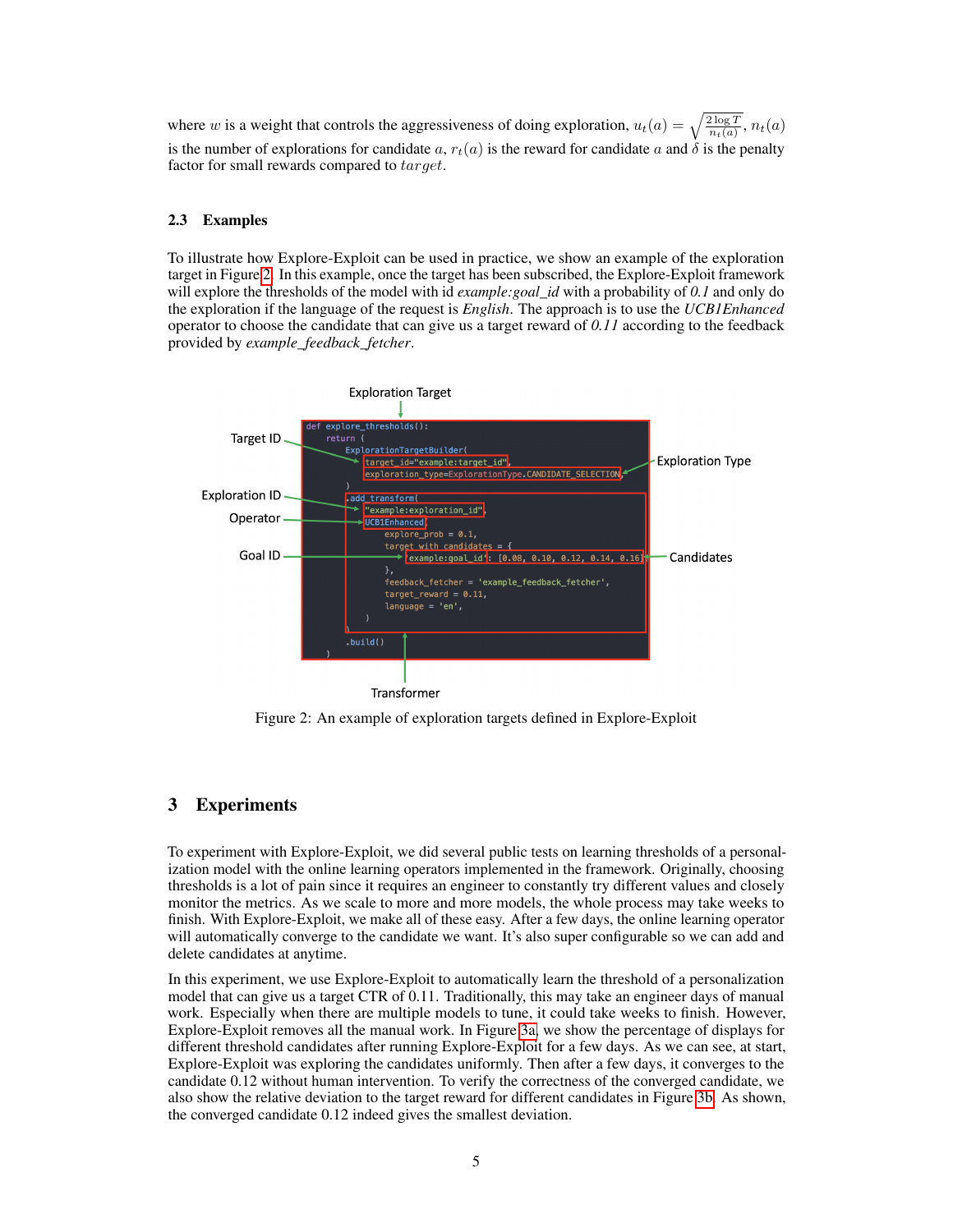where $w$ is a weight that controls the aggressiveness of doing exploration, $u_t(a) = \sqrt{\frac{2 \log T}{n_t(a)}}$, $n_t(a)$ is the number of explorations for candidate $a$, $r_t(a)$ is the reward for candidate $a$ and $\delta$ is the penalty factor for small rewards compared to $target$.

### 2.3 Examples

To illustrate how Explore-Exploit can be used in practice, we show an example of the exploration target in Figure 2. In this example, once the target has been subscribed, the Explore-Exploit framework will explore the thresholds of the model with id *example:goal_id* with a probability of *0.1* and only do the exploration if the language of the request is *English*. The approach is to use the *UCB1Enhanced* operator to choose the candidate that can give us a target reward of *0.11* according to the feedback provided by *example_feedback_fetcher*.

```
def explore_thresholds():
    return (
        ExplorationTargetBuilder(
            target_id="example:target_id",
            exploration_type=ExplorationType.CANDIDATE_SELECTION,
        )
        .add_transform(
            "example:exploration_id",
            UCB1Enhanced(
                explore_prob = 0.1,
                target_with_candidates = {
                    'example:goal_id': [0.08, 0.10, 0.12, 0.14, 0.16]
                },
                feedback_fetcher = 'example_feedback_fetcher',
                target_reward = 0.11,
                language = 'en',
            )
        )
        .build()
    )
```

Figure 2: An example of exploration targets defined in Explore-Exploit

## 3 Experiments

To experiment with Explore-Exploit, we did several public tests on learning thresholds of a personalization model with the online learning operators implemented in the framework. Originally, choosing thresholds is a lot of pain since it requires an engineer to constantly try different values and closely monitor the metrics. As we scale to more and more models, the whole process may take weeks to finish. With Explore-Exploit, we make all of these easy. After a few days, the online learning operator will automatically converge to the candidate we want. It's also super configurable so we can add and delete candidates at anytime.

In this experiment, we use Explore-Exploit to automatically learn the threshold of a personalization model that can give us a target CTR of 0.11. Traditionally, this may take an engineer days of manual work. Especially when there are multiple models to tune, it could take weeks to finish. However, Explore-Exploit removes all the manual work. In Figure 3a, we show the percentage of displays for different threshold candidates after running Explore-Exploit for a few days. As we can see, at start, Explore-Exploit was exploring the candidates uniformly. Then after a few days, it converges to the candidate 0.12 without human intervention. To verify the correctness of the converged candidate, we also show the relative deviation to the target reward for different candidates in Figure 3b. As shown, the converged candidate 0.12 indeed gives the smallest deviation.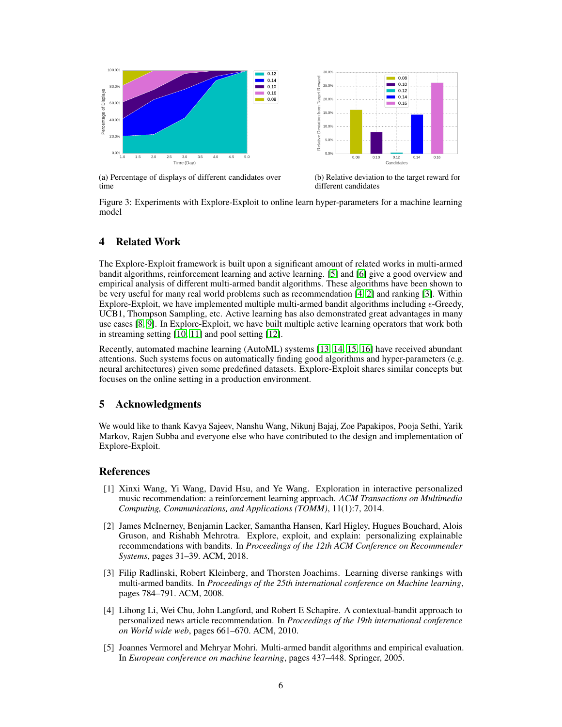(a) Percentage of displays of different candidates over time

(b) Relative deviation to the target reward for different candidates

Figure 3: Experiments with Explore-Exploit to online learn hyper-parameters for a machine learning model

## 4 Related Work

The Explore-Exploit framework is built upon a significant amount of related works in multi-armed bandit algorithms, reinforcement learning and active learning. [5] and [6] give a good overview and empirical analysis of different multi-armed bandit algorithms. These algorithms have been shown to be very useful for many real world problems such as recommendation [4, 2] and ranking [3]. Within Explore-Exploit, we have implemented multiple multi-armed bandit algorithms including $\epsilon$-Greedy, UCB1, Thompson Sampling, etc. Active learning has also demonstrated great advantages in many use cases [8, 9]. In Explore-Exploit, we have built multiple active learning operators that work both in streaming setting [10, 11] and pool setting [12].

Recently, automated machine learning (AutoML) systems [13, 14, 15, 16] have received abundant attentions. Such systems focus on automatically finding good algorithms and hyper-parameters (e.g. neural architectures) given some predefined datasets. Explore-Exploit shares similar concepts but focuses on the online setting in a production environment.

## 5 Acknowledgments

We would like to thank Kavya Sajeev, Nanshu Wang, Nikunj Bajaj, Zoe Papakipos, Pooja Sethi, Yarik Markov, Rajen Subba and everyone else who have contributed to the design and implementation of Explore-Exploit.

## References

[1] Xinxi Wang, Yi Wang, David Hsu, and Ye Wang. Exploration in interactive personalized music recommendation: a reinforcement learning approach. *ACM Transactions on Multimedia Computing, Communications, and Applications (TOMM)*, 11(1):7, 2014.

[2] James McInerney, Benjamin Lacker, Samantha Hansen, Karl Higley, Hugues Bouchard, Alois Gruson, and Rishabh Mehrotra. Explore, exploit, and explain: personalizing explainable recommendations with bandits. In *Proceedings of the 12th ACM Conference on Recommender Systems*, pages 31–39. ACM, 2018.

[3] Filip Radlinski, Robert Kleinberg, and Thorsten Joachims. Learning diverse rankings with multi-armed bandits. In *Proceedings of the 25th international conference on Machine learning*, pages 784–791. ACM, 2008.

[4] Lihong Li, Wei Chu, John Langford, and Robert E Schapire. A contextual-bandit approach to personalized news article recommendation. In *Proceedings of the 19th international conference on World wide web*, pages 661–670. ACM, 2010.

[5] Joannes Vermorel and Mehryar Mohri. Multi-armed bandit algorithms and empirical evaluation. In *European conference on machine learning*, pages 437–448. Springer, 2005.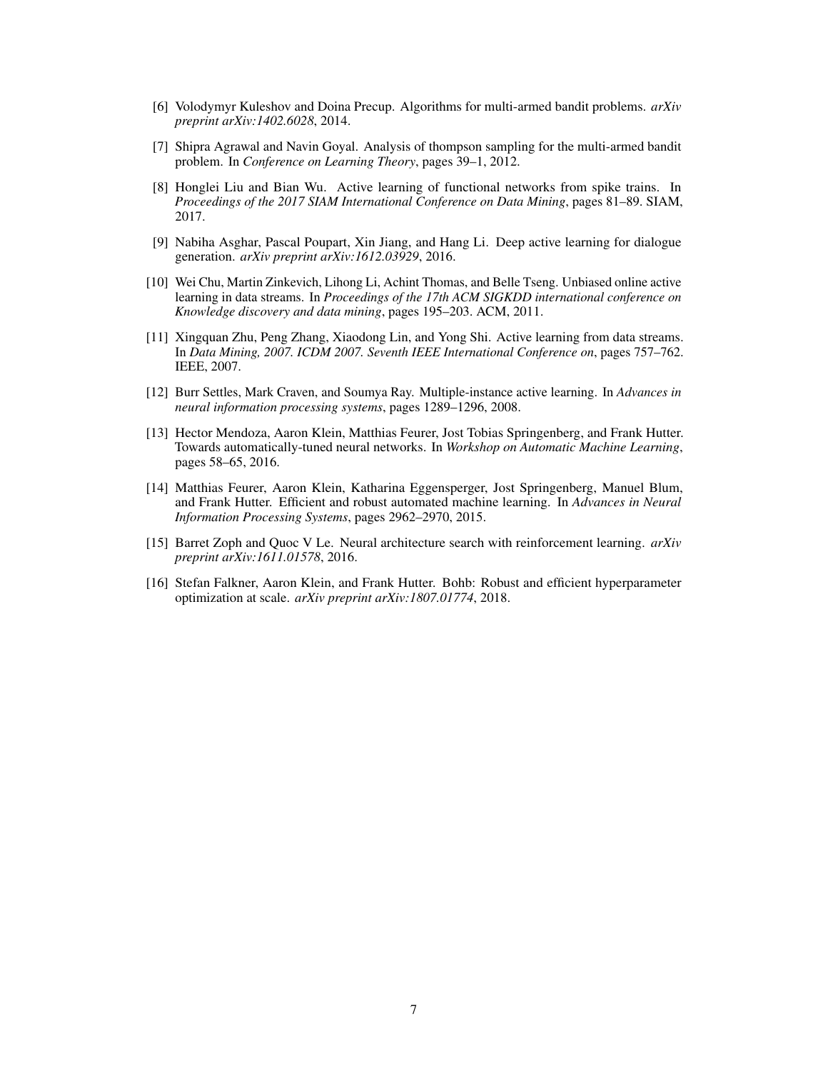[6] Volodymyr Kuleshov and Doina Precup. Algorithms for multi-armed bandit problems. *arXiv preprint arXiv:1402.6028*, 2014.

[7] Shipra Agrawal and Navin Goyal. Analysis of thompson sampling for the multi-armed bandit problem. In *Conference on Learning Theory*, pages 39–1, 2012.

[8] Honglei Liu and Bian Wu. Active learning of functional networks from spike trains. In *Proceedings of the 2017 SIAM International Conference on Data Mining*, pages 81–89. SIAM, 2017.

[9] Nabiha Asghar, Pascal Poupart, Xin Jiang, and Hang Li. Deep active learning for dialogue generation. *arXiv preprint arXiv:1612.03929*, 2016.

[10] Wei Chu, Martin Zinkevich, Lihong Li, Achint Thomas, and Belle Tseng. Unbiased online active learning in data streams. In *Proceedings of the 17th ACM SIGKDD international conference on Knowledge discovery and data mining*, pages 195–203. ACM, 2011.

[11] Xingquan Zhu, Peng Zhang, Xiaodong Lin, and Yong Shi. Active learning from data streams. In *Data Mining, 2007. ICDM 2007. Seventh IEEE International Conference on*, pages 757–762. IEEE, 2007.

[12] Burr Settles, Mark Craven, and Soumya Ray. Multiple-instance active learning. In *Advances in neural information processing systems*, pages 1289–1296, 2008.

[13] Hector Mendoza, Aaron Klein, Matthias Feurer, Jost Tobias Springenberg, and Frank Hutter. Towards automatically-tuned neural networks. In *Workshop on Automatic Machine Learning*, pages 58–65, 2016.

[14] Matthias Feurer, Aaron Klein, Katharina Eggensperger, Jost Springenberg, Manuel Blum, and Frank Hutter. Efficient and robust automated machine learning. In *Advances in Neural Information Processing Systems*, pages 2962–2970, 2015.

[15] Barret Zoph and Quoc V Le. Neural architecture search with reinforcement learning. *arXiv preprint arXiv:1611.01578*, 2016.

[16] Stefan Falkner, Aaron Klein, and Frank Hutter. Bohb: Robust and efficient hyperparameter optimization at scale. *arXiv preprint arXiv:1807.01774*, 2018.